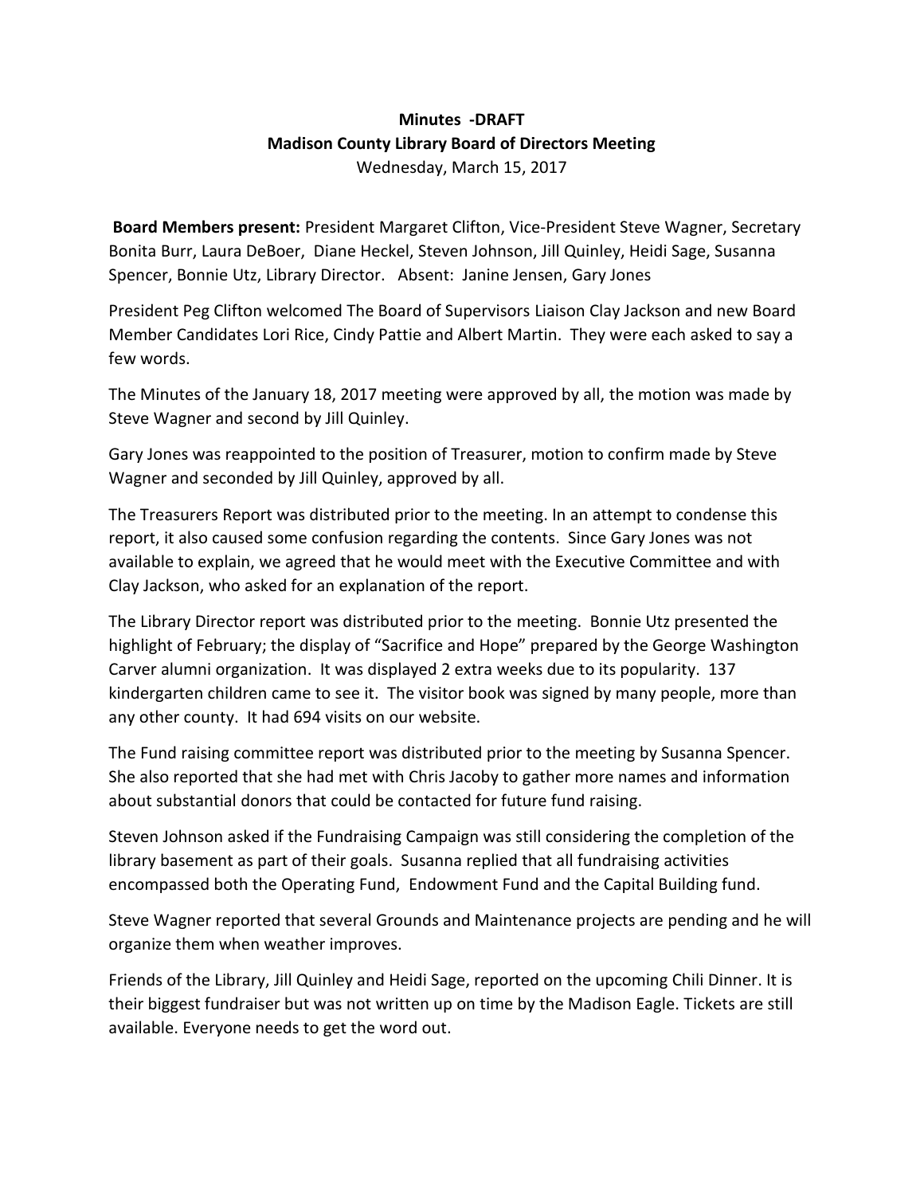**Minutes -DRAFT**
**Madison County Library Board of Directors Meeting**
Wednesday, March 15, 2017

**Board Members present:** President Margaret Clifton, Vice-President Steve Wagner, Secretary Bonita Burr, Laura DeBoer, Diane Heckel, Steven Johnson, Jill Quinley, Heidi Sage, Susanna Spencer, Bonnie Utz, Library Director. Absent: Janine Jensen, Gary Jones

President Peg Clifton welcomed The Board of Supervisors Liaison Clay Jackson and new Board Member Candidates Lori Rice, Cindy Pattie and Albert Martin. They were each asked to say a few words.

The Minutes of the January 18, 2017 meeting were approved by all, the motion was made by Steve Wagner and second by Jill Quinley.

Gary Jones was reappointed to the position of Treasurer, motion to confirm made by Steve Wagner and seconded by Jill Quinley, approved by all.

The Treasurers Report was distributed prior to the meeting. In an attempt to condense this report, it also caused some confusion regarding the contents. Since Gary Jones was not available to explain, we agreed that he would meet with the Executive Committee and with Clay Jackson, who asked for an explanation of the report.

The Library Director report was distributed prior to the meeting. Bonnie Utz presented the highlight of February; the display of "Sacrifice and Hope" prepared by the George Washington Carver alumni organization. It was displayed 2 extra weeks due to its popularity. 137 kindergarten children came to see it. The visitor book was signed by many people, more than any other county. It had 694 visits on our website.

The Fund raising committee report was distributed prior to the meeting by Susanna Spencer. She also reported that she had met with Chris Jacoby to gather more names and information about substantial donors that could be contacted for future fund raising.

Steven Johnson asked if the Fundraising Campaign was still considering the completion of the library basement as part of their goals. Susanna replied that all fundraising activities encompassed both the Operating Fund, Endowment Fund and the Capital Building fund.

Steve Wagner reported that several Grounds and Maintenance projects are pending and he will organize them when weather improves.

Friends of the Library, Jill Quinley and Heidi Sage, reported on the upcoming Chili Dinner. It is their biggest fundraiser but was not written up on time by the Madison Eagle. Tickets are still available. Everyone needs to get the word out.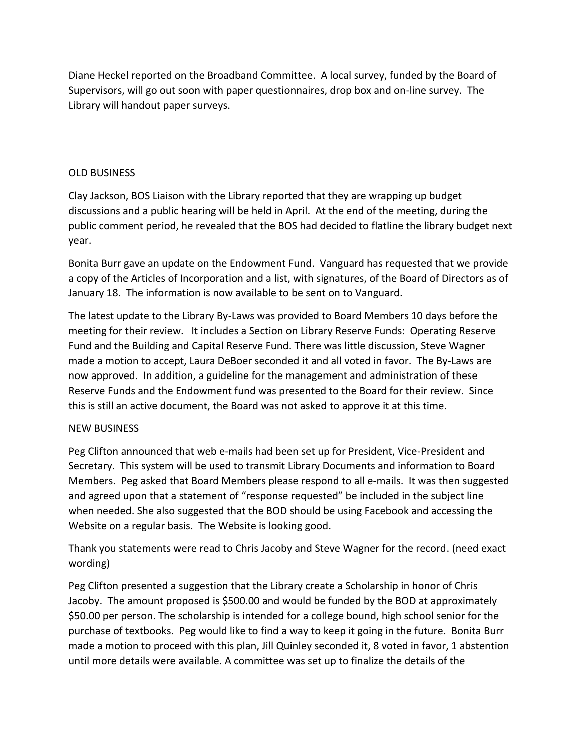Diane Heckel reported on the Broadband Committee. A local survey, funded by the Board of Supervisors, will go out soon with paper questionnaires, drop box and on-line survey. The Library will handout paper surveys.

## OLD BUSINESS

Clay Jackson, BOS Liaison with the Library reported that they are wrapping up budget discussions and a public hearing will be held in April. At the end of the meeting, during the public comment period, he revealed that the BOS had decided to flatline the library budget next year.

Bonita Burr gave an update on the Endowment Fund. Vanguard has requested that we provide a copy of the Articles of Incorporation and a list, with signatures, of the Board of Directors as of January 18. The information is now available to be sent on to Vanguard.

The latest update to the Library By-Laws was provided to Board Members 10 days before the meeting for their review. It includes a Section on Library Reserve Funds: Operating Reserve Fund and the Building and Capital Reserve Fund. There was little discussion, Steve Wagner made a motion to accept, Laura DeBoer seconded it and all voted in favor. The By-Laws are now approved. In addition, a guideline for the management and administration of these Reserve Funds and the Endowment fund was presented to the Board for their review. Since this is still an active document, the Board was not asked to approve it at this time.

## NEW BUSINESS

Peg Clifton announced that web e-mails had been set up for President, Vice-President and Secretary. This system will be used to transmit Library Documents and information to Board Members. Peg asked that Board Members please respond to all e-mails. It was then suggested and agreed upon that a statement of "response requested" be included in the subject line when needed. She also suggested that the BOD should be using Facebook and accessing the Website on a regular basis. The Website is looking good.

Thank you statements were read to Chris Jacoby and Steve Wagner for the record. (need exact wording)

Peg Clifton presented a suggestion that the Library create a Scholarship in honor of Chris Jacoby. The amount proposed is $500.00 and would be funded by the BOD at approximately $50.00 per person. The scholarship is intended for a college bound, high school senior for the purchase of textbooks. Peg would like to find a way to keep it going in the future. Bonita Burr made a motion to proceed with this plan, Jill Quinley seconded it, 8 voted in favor, 1 abstention until more details were available. A committee was set up to finalize the details of the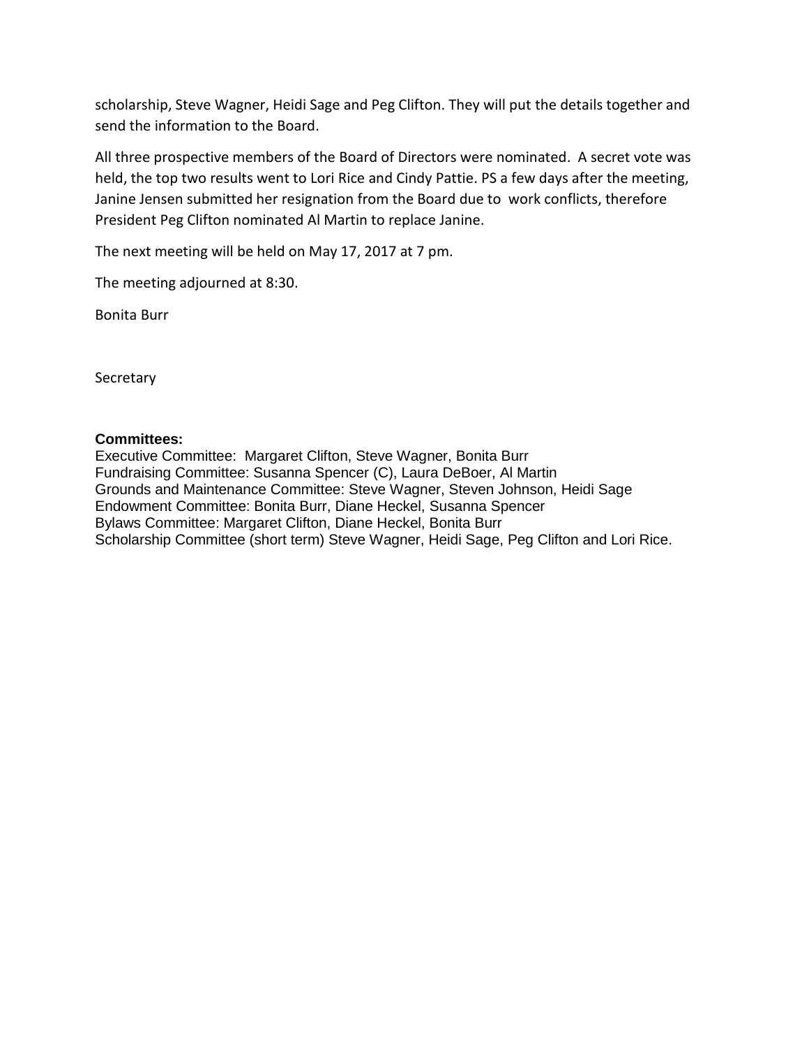scholarship, Steve Wagner, Heidi Sage and Peg Clifton. They will put the details together and send the information to the Board.

All three prospective members of the Board of Directors were nominated. A secret vote was held, the top two results went to Lori Rice and Cindy Pattie. PS a few days after the meeting, Janine Jensen submitted her resignation from the Board due to work conflicts, therefore President Peg Clifton nominated Al Martin to replace Janine.

The next meeting will be held on May 17, 2017 at 7 pm.

The meeting adjourned at 8:30.

Bonita Burr

Secretary

**Committees:**

Executive Committee: Margaret Clifton, Steve Wagner, Bonita Burr
Fundraising Committee: Susanna Spencer (C), Laura DeBoer, Al Martin
Grounds and Maintenance Committee: Steve Wagner, Steven Johnson, Heidi Sage
Endowment Committee: Bonita Burr, Diane Heckel, Susanna Spencer
Bylaws Committee: Margaret Clifton, Diane Heckel, Bonita Burr
Scholarship Committee (short term) Steve Wagner, Heidi Sage, Peg Clifton and Lori Rice.